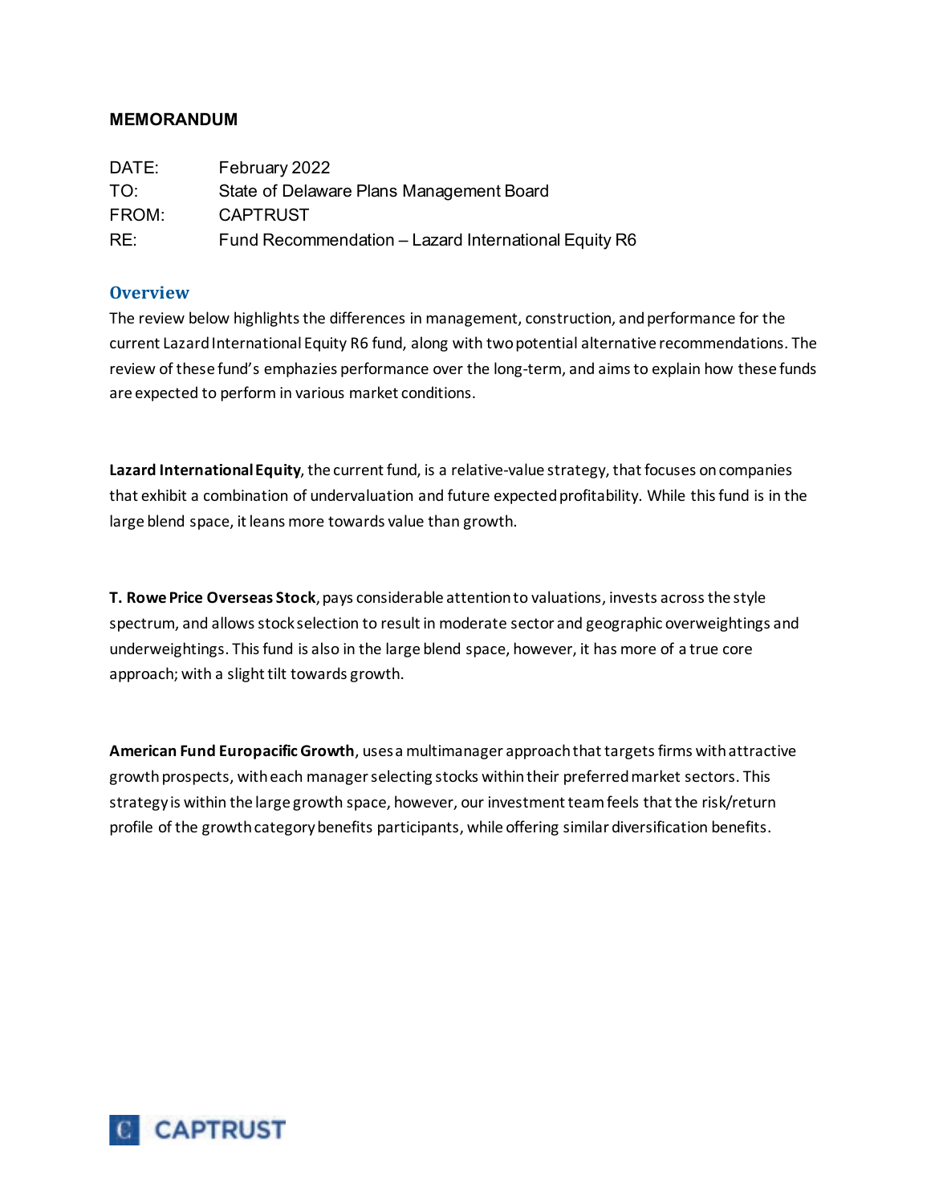**MEMORANDUM**

| | |
|---|---|
| DATE: | February 2022 |
| TO: | State of Delaware Plans Management Board |
| FROM: | CAPTRUST |
| RE: | Fund Recommendation – Lazard International Equity R6 |

## Overview

The review below highlights the differences in management, construction, and performance for the current Lazard International Equity R6 fund, along with two potential alternative recommendations. The review of these fund's emphazies performance over the long-term, and aims to explain how these funds are expected to perform in various market conditions.

**Lazard International Equity**, the current fund, is a relative-value strategy, that focuses on companies that exhibit a combination of undervaluation and future expected profitability. While this fund is in the large blend space, it leans more towards value than growth.

**T. Rowe Price Overseas Stock**, pays considerable attention to valuations, invests across the style spectrum, and allows stock selection to result in moderate sector and geographic overweightings and underweightings. This fund is also in the large blend space, however, it has more of a true core approach; with a slight tilt towards growth.

**American Fund Europacific Growth**, uses a multimanager approach that targets firms with attractive growth prospects, with each manager selecting stocks within their preferred market sectors. This strategy is within the large growth space, however, our investment team feels that the risk/return profile of the growth category benefits participants, while offering similar diversification benefits.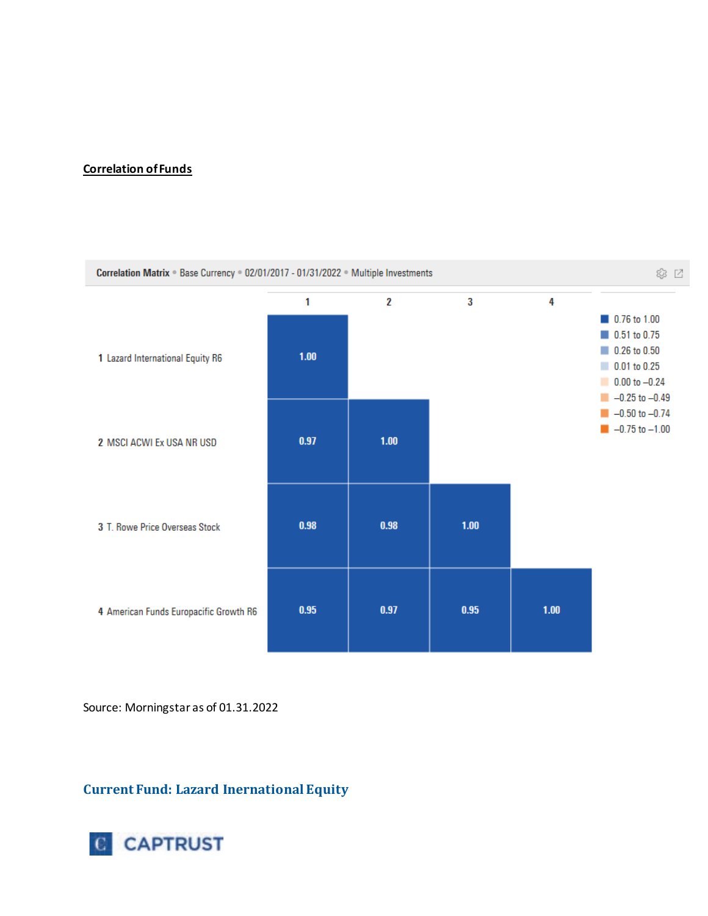**Correlation of Funds**

**Correlation Matrix** • Base Currency • 02/01/2017 - 01/31/2022 • Multiple Investments

| | 1 | 2 | 3 | 4 |
|---|---|---|---|---|
| 1 Lazard International Equity R6 | 1.00 | | | |
| 2 MSCI ACWI Ex USA NR USD | 0.97 | 1.00 | | |
| 3 T. Rowe Price Overseas Stock | 0.98 | 0.98 | 1.00 | |
| 4 American Funds Europacific Growth R6 | 0.95 | 0.97 | 0.95 | 1.00 |

- 0.76 to 1.00
- 0.51 to 0.75
- 0.26 to 0.50
- 0.01 to 0.25
- 0.00 to –0.24
- –0.25 to –0.49
- –0.50 to –0.74
- –0.75 to –1.00

Source: Morningstar as of 01.31.2022

## Current Fund: Lazard Inernational Equity

CAPTRUST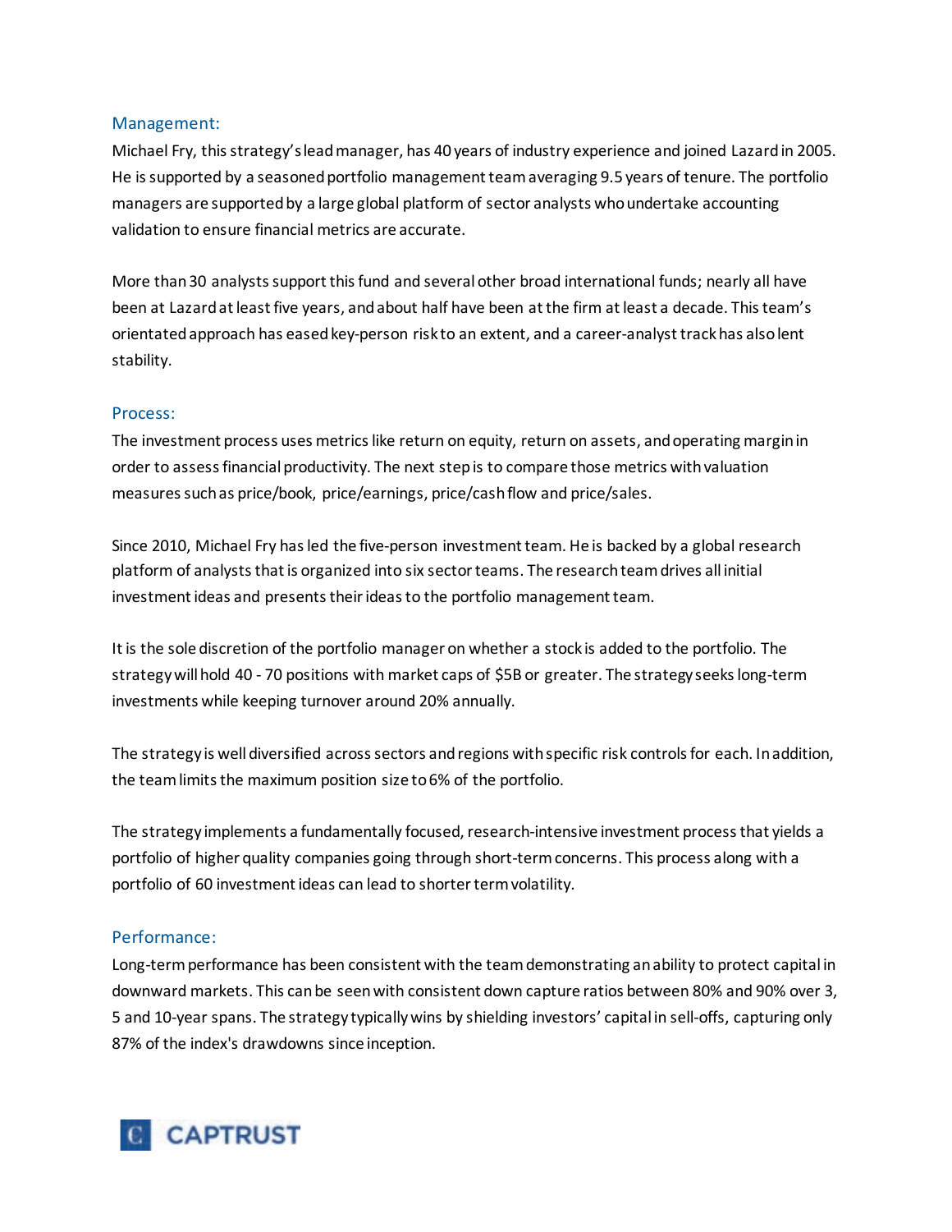## Management:

Michael Fry, this strategy's lead manager, has 40 years of industry experience and joined Lazard in 2005. He is supported by a seasoned portfolio management team averaging 9.5 years of tenure. The portfolio managers are supported by a large global platform of sector analysts who undertake accounting validation to ensure financial metrics are accurate.

More than 30 analysts support this fund and several other broad international funds; nearly all have been at Lazard at least five years, and about half have been at the firm at least a decade. This team's orientated approach has eased key-person risk to an extent, and a career-analyst track has also lent stability.

## Process:

The investment process uses metrics like return on equity, return on assets, and operating margin in order to assess financial productivity. The next step is to compare those metrics with valuation measures such as price/book, price/earnings, price/cash flow and price/sales.

Since 2010, Michael Fry has led the five-person investment team. He is backed by a global research platform of analysts that is organized into six sector teams. The research team drives all initial investment ideas and presents their ideas to the portfolio management team.

It is the sole discretion of the portfolio manager on whether a stock is added to the portfolio. The strategy will hold 40 - 70 positions with market caps of $5B or greater. The strategy seeks long-term investments while keeping turnover around 20% annually.

The strategy is well diversified across sectors and regions with specific risk controls for each. In addition, the team limits the maximum position size to 6% of the portfolio.

The strategy implements a fundamentally focused, research-intensive investment process that yields a portfolio of higher quality companies going through short-term concerns. This process along with a portfolio of 60 investment ideas can lead to shorter term volatility.

## Performance:

Long-term performance has been consistent with the team demonstrating an ability to protect capital in downward markets. This can be seen with consistent down capture ratios between 80% and 90% over 3, 5 and 10-year spans. The strategy typically wins by shielding investors' capital in sell-offs, capturing only 87% of the index's drawdowns since inception.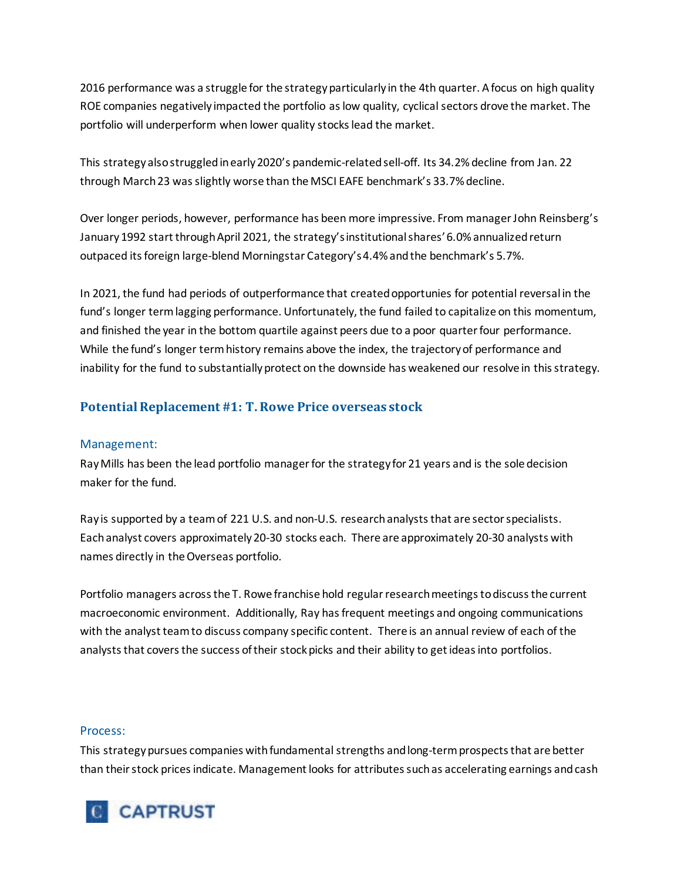2016 performance was a struggle for the strategy particularly in the 4th quarter. A focus on high quality ROE companies negatively impacted the portfolio as low quality, cyclical sectors drove the market. The portfolio will underperform when lower quality stocks lead the market.

This strategy also struggled in early 2020's pandemic-related sell-off. Its 34.2% decline from Jan. 22 through March 23 was slightly worse than the MSCI EAFE benchmark's 33.7% decline.

Over longer periods, however, performance has been more impressive. From manager John Reinsberg's January 1992 start through April 2021, the strategy's institutional shares' 6.0% annualized return outpaced its foreign large-blend Morningstar Category's 4.4% and the benchmark's 5.7%.

In 2021, the fund had periods of outperformance that created opportunies for potential reversal in the fund's longer term lagging performance. Unfortunately, the fund failed to capitalize on this momentum, and finished the year in the bottom quartile against peers due to a poor quarter four performance. While the fund's longer term history remains above the index, the trajectory of performance and inability for the fund to substantially protect on the downside has weakened our resolve in this strategy.

## Potential Replacement #1: T. Rowe Price overseas stock

### Management:

Ray Mills has been the lead portfolio manager for the strategy for 21 years and is the sole decision maker for the fund.

Ray is supported by a team of 221 U.S. and non-U.S. research analysts that are sector specialists. Each analyst covers approximately 20-30 stocks each. There are approximately 20-30 analysts with names directly in the Overseas portfolio.

Portfolio managers across the T. Rowe franchise hold regular research meetings to discuss the current macroeconomic environment. Additionally, Ray has frequent meetings and ongoing communications with the analyst team to discuss company specific content. There is an annual review of each of the analysts that covers the success of their stock picks and their ability to get ideas into portfolios.

### Process:

This strategy pursues companies with fundamental strengths and long-term prospects that are better than their stock prices indicate. Management looks for attributes such as accelerating earnings and cash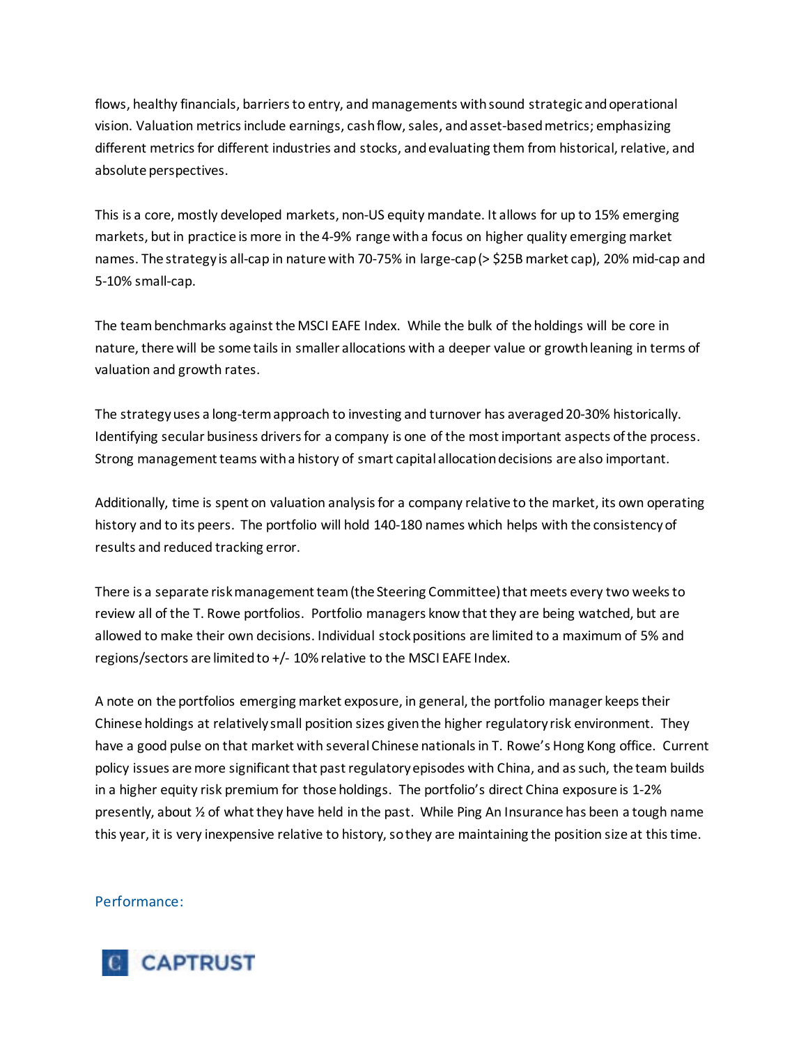flows, healthy financials, barriers to entry, and managements with sound strategic and operational vision. Valuation metrics include earnings, cash flow, sales, and asset-based metrics; emphasizing different metrics for different industries and stocks, and evaluating them from historical, relative, and absolute perspectives.

This is a core, mostly developed markets, non-US equity mandate. It allows for up to 15% emerging markets, but in practice is more in the 4-9% range with a focus on higher quality emerging market names. The strategy is all-cap in nature with 70-75% in large-cap (> $25B market cap), 20% mid-cap and 5-10% small-cap.

The team benchmarks against the MSCI EAFE Index. While the bulk of the holdings will be core in nature, there will be some tails in smaller allocations with a deeper value or growth leaning in terms of valuation and growth rates.

The strategy uses a long-term approach to investing and turnover has averaged 20-30% historically. Identifying secular business drivers for a company is one of the most important aspects of the process. Strong management teams with a history of smart capital allocation decisions are also important.

Additionally, time is spent on valuation analysis for a company relative to the market, its own operating history and to its peers. The portfolio will hold 140-180 names which helps with the consistency of results and reduced tracking error.

There is a separate risk management team (the Steering Committee) that meets every two weeks to review all of the T. Rowe portfolios. Portfolio managers know that they are being watched, but are allowed to make their own decisions. Individual stock positions are limited to a maximum of 5% and regions/sectors are limited to +/- 10% relative to the MSCI EAFE Index.

A note on the portfolios emerging market exposure, in general, the portfolio manager keeps their Chinese holdings at relatively small position sizes given the higher regulatory risk environment. They have a good pulse on that market with several Chinese nationals in T. Rowe's Hong Kong office. Current policy issues are more significant that past regulatory episodes with China, and as such, the team builds in a higher equity risk premium for those holdings. The portfolio's direct China exposure is 1-2% presently, about ½ of what they have held in the past. While Ping An Insurance has been a tough name this year, it is very inexpensive relative to history, so they are maintaining the position size at this time.

## Performance: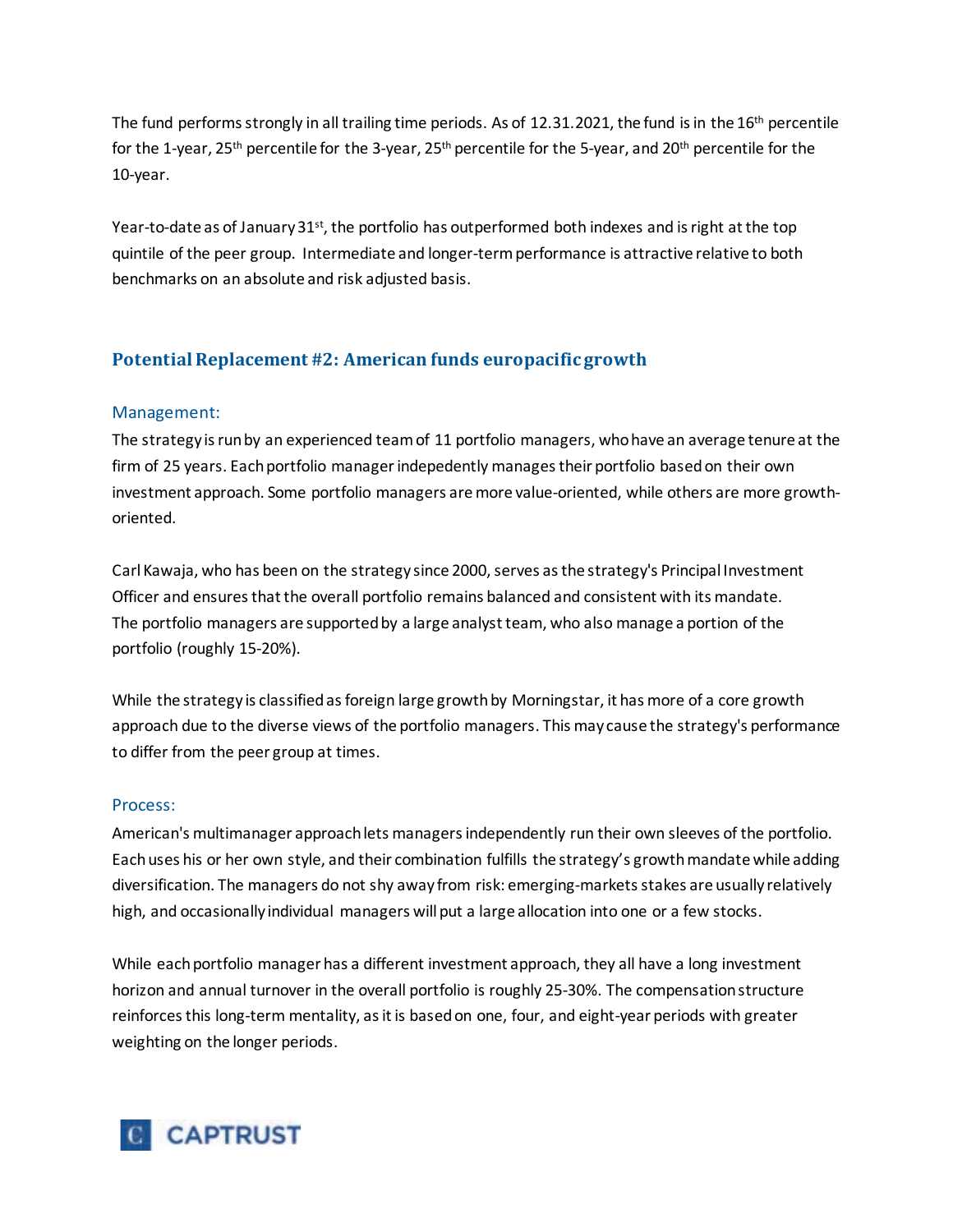The fund performs strongly in all trailing time periods. As of 12.31.2021, the fund is in the 16th percentile for the 1-year, 25th percentile for the 3-year, 25th percentile for the 5-year, and 20th percentile for the 10-year.

Year-to-date as of January 31st, the portfolio has outperformed both indexes and is right at the top quintile of the peer group. Intermediate and longer-term performance is attractive relative to both benchmarks on an absolute and risk adjusted basis.

## Potential Replacement #2: American funds europacific growth

### Management:

The strategy is run by an experienced team of 11 portfolio managers, who have an average tenure at the firm of 25 years. Each portfolio manager indepedently manages their portfolio based on their own investment approach. Some portfolio managers are more value-oriented, while others are more growth-oriented.

Carl Kawaja, who has been on the strategy since 2000, serves as the strategy's Principal Investment Officer and ensures that the overall portfolio remains balanced and consistent with its mandate. The portfolio managers are supported by a large analyst team, who also manage a portion of the portfolio (roughly 15-20%).

While the strategy is classified as foreign large growth by Morningstar, it has more of a core growth approach due to the diverse views of the portfolio managers. This may cause the strategy's performance to differ from the peer group at times.

### Process:

American's multimanager approach lets managers independently run their own sleeves of the portfolio. Each uses his or her own style, and their combination fulfills the strategy's growth mandate while adding diversification. The managers do not shy away from risk: emerging-markets stakes are usually relatively high, and occasionally individual managers will put a large allocation into one or a few stocks.

While each portfolio manager has a different investment approach, they all have a long investment horizon and annual turnover in the overall portfolio is roughly 25-30%. The compensation structure reinforces this long-term mentality, as it is based on one, four, and eight-year periods with greater weighting on the longer periods.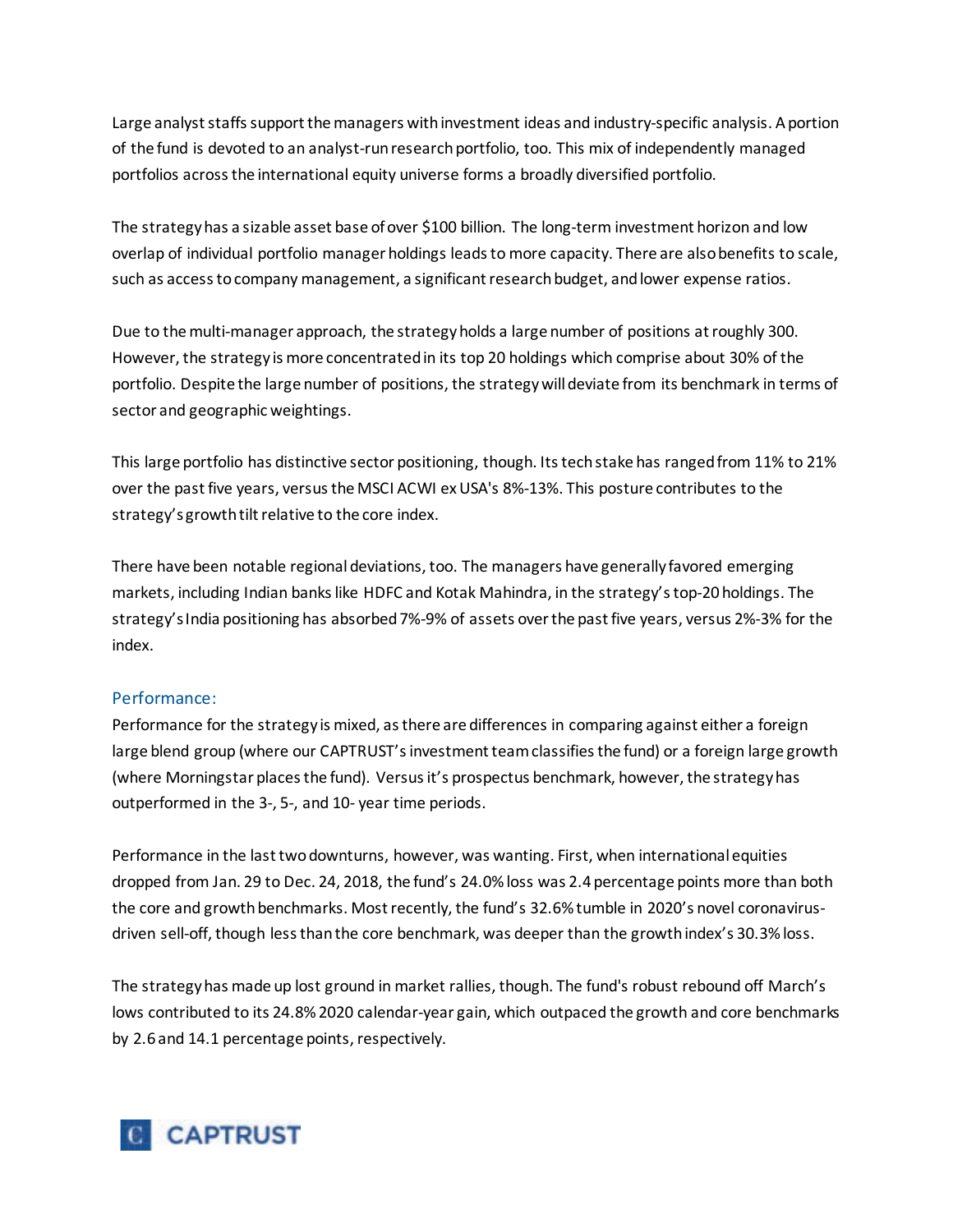Large analyst staffs support the managers with investment ideas and industry-specific analysis. A portion of the fund is devoted to an analyst-run research portfolio, too. This mix of independently managed portfolios across the international equity universe forms a broadly diversified portfolio.

The strategy has a sizable asset base of over $100 billion. The long-term investment horizon and low overlap of individual portfolio manager holdings leads to more capacity. There are also benefits to scale, such as access to company management, a significant research budget, and lower expense ratios.

Due to the multi-manager approach, the strategy holds a large number of positions at roughly 300. However, the strategy is more concentrated in its top 20 holdings which comprise about 30% of the portfolio. Despite the large number of positions, the strategy will deviate from its benchmark in terms of sector and geographic weightings.

This large portfolio has distinctive sector positioning, though. Its tech stake has ranged from 11% to 21% over the past five years, versus the MSCI ACWI ex USA's 8%-13%. This posture contributes to the strategy's growth tilt relative to the core index.

There have been notable regional deviations, too. The managers have generally favored emerging markets, including Indian banks like HDFC and Kotak Mahindra, in the strategy's top-20 holdings. The strategy's India positioning has absorbed 7%-9% of assets over the past five years, versus 2%-3% for the index.

## Performance:

Performance for the strategy is mixed, as there are differences in comparing against either a foreign large blend group (where our CAPTRUST's investment team classifies the fund) or a foreign large growth (where Morningstar places the fund). Versus it's prospectus benchmark, however, the strategy has outperformed in the 3-, 5-, and 10- year time periods.

Performance in the last two downturns, however, was wanting. First, when international equities dropped from Jan. 29 to Dec. 24, 2018, the fund's 24.0% loss was 2.4 percentage points more than both the core and growth benchmarks. Most recently, the fund's 32.6% tumble in 2020's novel coronavirus-driven sell-off, though less than the core benchmark, was deeper than the growth index's 30.3% loss.

The strategy has made up lost ground in market rallies, though. The fund's robust rebound off March's lows contributed to its 24.8% 2020 calendar-year gain, which outpaced the growth and core benchmarks by 2.6 and 14.1 percentage points, respectively.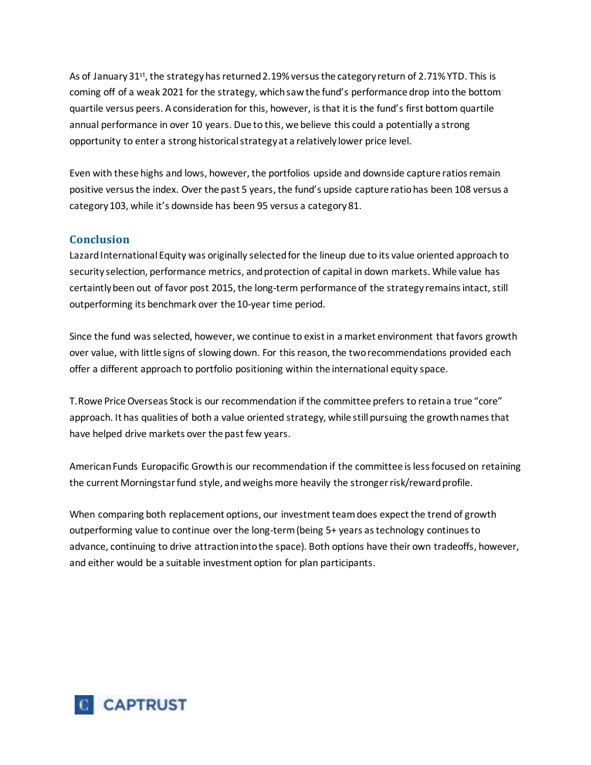As of January 31st, the strategy has returned 2.19% versus the category return of 2.71% YTD. This is coming off of a weak 2021 for the strategy, which saw the fund's performance drop into the bottom quartile versus peers. A consideration for this, however, is that it is the fund's first bottom quartile annual performance in over 10 years. Due to this, we believe this could a potentially a strong opportunity to enter a strong historical strategy at a relatively lower price level.

Even with these highs and lows, however, the portfolios upside and downside capture ratios remain positive versus the index. Over the past 5 years, the fund's upside capture ratio has been 108 versus a category 103, while it's downside has been 95 versus a category 81.

## Conclusion

Lazard International Equity was originally selected for the lineup due to its value oriented approach to security selection, performance metrics, and protection of capital in down markets. While value has certainly been out of favor post 2015, the long-term performance of the strategy remains intact, still outperforming its benchmark over the 10-year time period.

Since the fund was selected, however, we continue to exist in a market environment that favors growth over value, with little signs of slowing down. For this reason, the two recommendations provided each offer a different approach to portfolio positioning within the international equity space.

T.Rowe Price Overseas Stock is our recommendation if the committee prefers to retain a true "core" approach. It has qualities of both a value oriented strategy, while still pursuing the growth names that have helped drive markets over the past few years.

American Funds Europacific Growth is our recommendation if the committee is less focused on retaining the current Morningstar fund style, and weighs more heavily the stronger risk/reward profile.

When comparing both replacement options, our investment team does expect the trend of growth outperforming value to continue over the long-term (being 5+ years as technology continues to advance, continuing to drive attraction into the space). Both options have their own tradeoffs, however, and either would be a suitable investment option for plan participants.

CAPTRUST